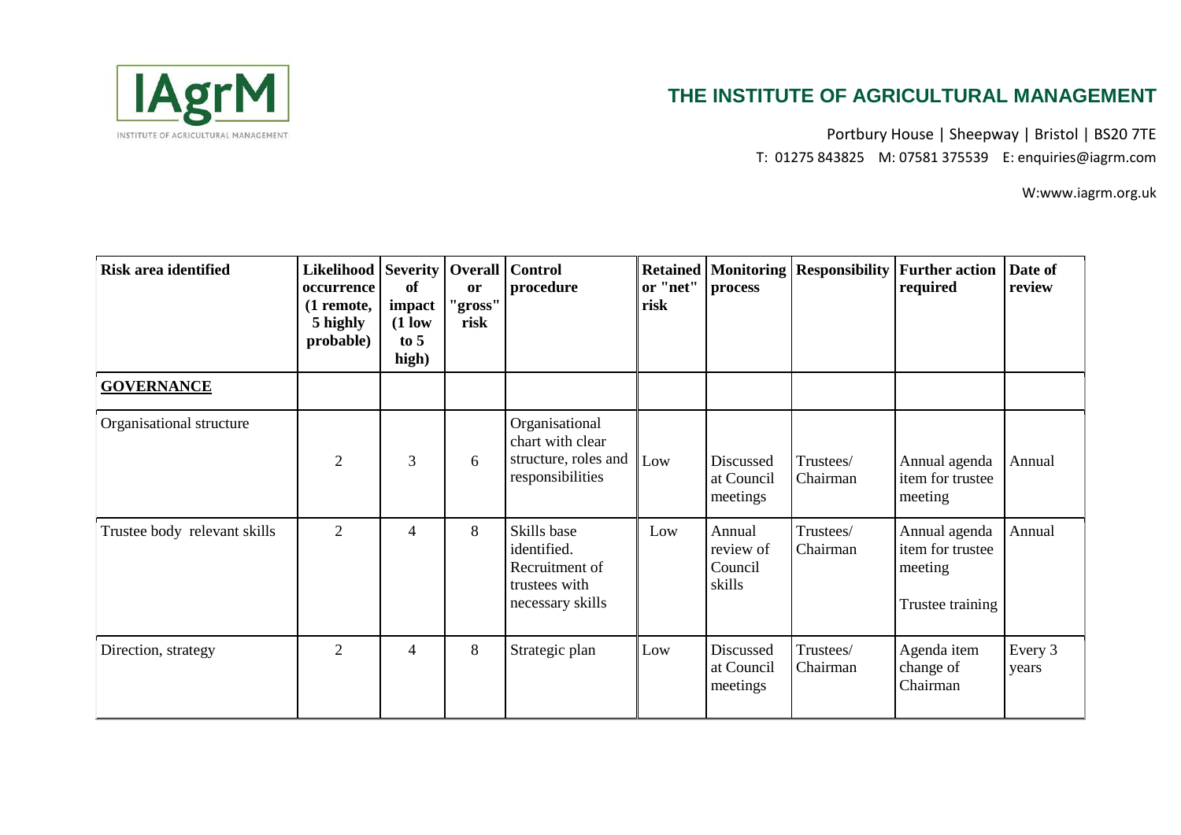## THE INSTITUTE OF AGRICULTURAL MANAGEMENT

Portbury House | Sheepway | Bristol | BS20 7TE

T: 01275 843825 M: 07581 375539 E: enquiries@iagrm.com

W:www.iagrm.org.uk

| Risk area identified | Likelihood occurrence (1 remote, 5 highly probable) | Severity of impact (1 low to 5 high) | Overall or "gross" risk | Control procedure | Retained or "net" risk | Monitoring process | Responsibility | Further action required | Date of review |
|---|---|---|---|---|---|---|---|---|---|
| **GOVERNANCE** | | | | | | | | | |
| Organisational structure | 2 | 3 | 6 | Organisational chart with clear structure, roles and responsibilities | Low | Discussed at Council meetings | Trustees/ Chairman | Annual agenda item for trustee meeting | Annual |
| Trustee body relevant skills | 2 | 4 | 8 | Skills base identified. Recruitment of trustees with necessary skills | Low | Annual review of Council skills | Trustees/ Chairman | Annual agenda item for trustee meeting<br><br>Trustee training | Annual |
| Direction, strategy | 2 | 4 | 8 | Strategic plan | Low | Discussed at Council meetings | Trustees/ Chairman | Agenda item change of Chairman | Every 3 years |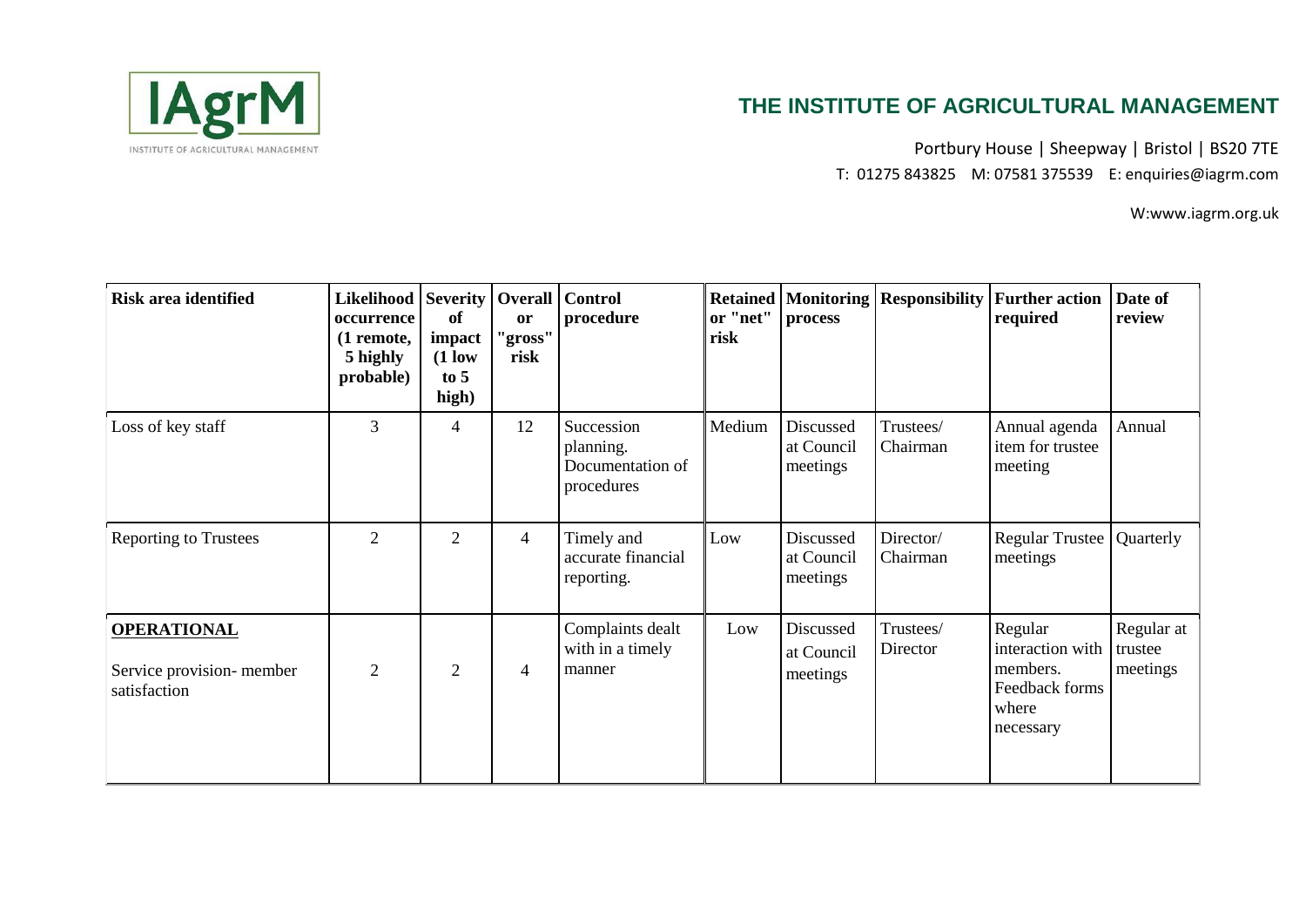| Risk area identified | Likelihood occurrence (1 remote, 5 highly probable) | Severity of impact (1 low to 5 high) | Overall or "gross" risk | Control procedure | Retained or "net" risk | Monitoring process | Responsibility | Further action required | Date of review |
|---|---|---|---|---|---|---|---|---|---|
| Loss of key staff | 3 | 4 | 12 | Succession planning. Documentation of procedures | Medium | Discussed at Council meetings | Trustees/ Chairman | Annual agenda item for trustee meeting | Annual |
| Reporting to Trustees | 2 | 2 | 4 | Timely and accurate financial reporting. | Low | Discussed at Council meetings | Director/ Chairman | Regular Trustee meetings | Quarterly |
| **OPERATIONAL** Service provision- member satisfaction | 2 | 2 | 4 | Complaints dealt with in a timely manner | Low | Discussed at Council meetings | Trustees/ Director | Regular interaction with members. Feedback forms where necessary | Regular at trustee meetings |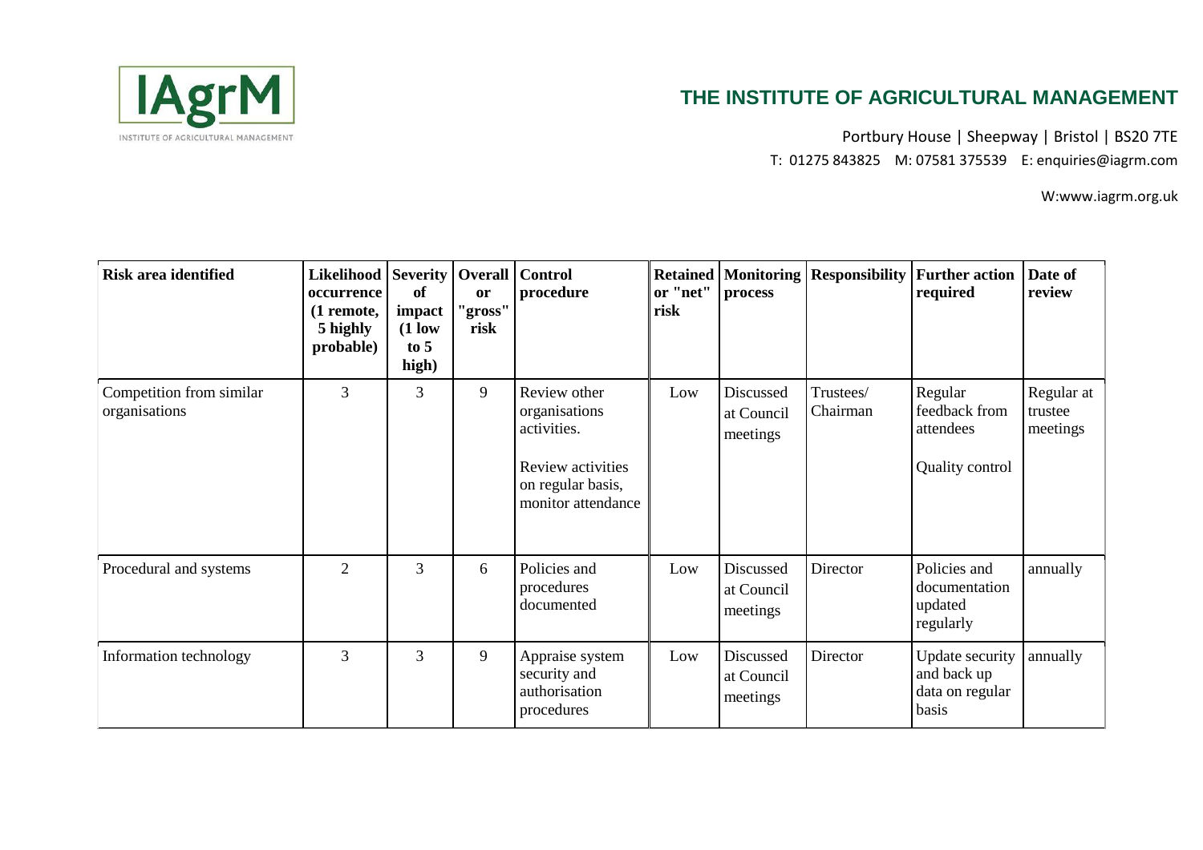| Risk area identified | Likelihood occurrence (1 remote, 5 highly probable) | Severity of impact (1 low to 5 high) | Overall or "gross" risk | Control procedure | Retained or "net" risk | Monitoring process | Responsibility | Further action required | Date of review |
|---|---|---|---|---|---|---|---|---|---|
| Competition from similar organisations | 3 | 3 | 9 | Review other organisations activities.<br><br>Review activities on regular basis, monitor attendance | Low | Discussed at Council meetings | Trustees/ Chairman | Regular feedback from attendees<br><br>Quality control | Regular at trustee meetings |
| Procedural and systems | 2 | 3 | 6 | Policies and procedures documented | Low | Discussed at Council meetings | Director | Policies and documentation updated regularly | annually |
| Information technology | 3 | 3 | 9 | Appraise system security and authorisation procedures | Low | Discussed at Council meetings | Director | Update security and back up data on regular basis | annually |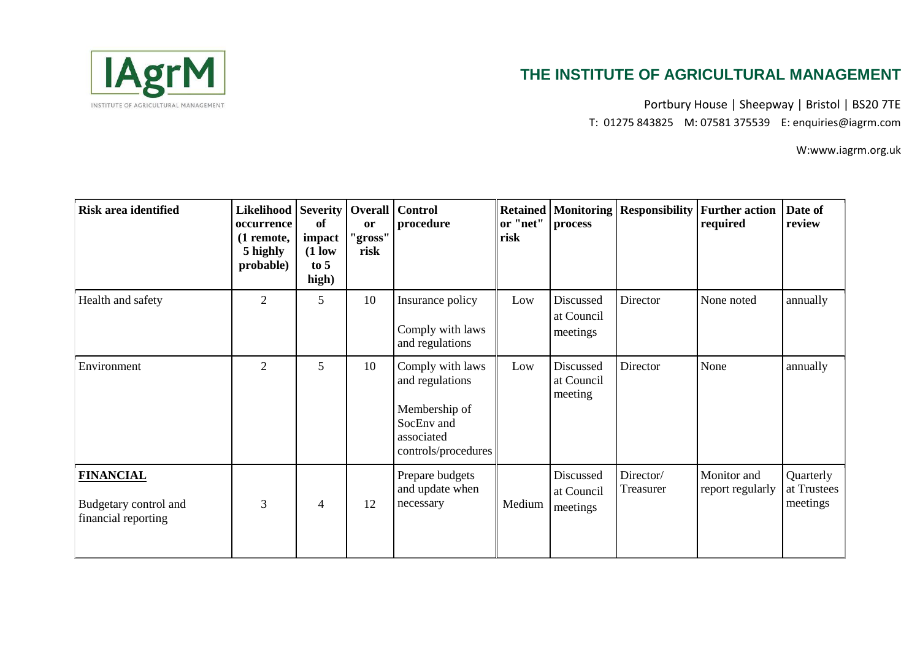# THE INSTITUTE OF AGRICULTURAL MANAGEMENT

Portbury House | Sheepway | Bristol | BS20 7TE

T: 01275 843825 M: 07581 375539 E: enquiries@iagrm.com

W:www.iagrm.org.uk

| Risk area identified | Likelihood occurrence (1 remote, 5 highly probable) | Severity of impact (1 low to 5 high) | Overall or "gross" risk | Control procedure | Retained or "net" risk | Monitoring process | Responsibility | Further action required | Date of review |
|---|---|---|---|---|---|---|---|---|---|
| Health and safety | 2 | 5 | 10 | Insurance policy<br><br>Comply with laws and regulations | Low | Discussed at Council meetings | Director | None noted | annually |
| Environment | 2 | 5 | 10 | Comply with laws and regulations<br><br>Membership of SocEnv and associated controls/procedures | Low | Discussed at Council meeting | Director | None | annually |
| **FINANCIAL**<br><br>Budgetary control and financial reporting | 3 | 4 | 12 | Prepare budgets and update when necessary | Medium | Discussed at Council meetings | Director/ Treasurer | Monitor and report regularly | Quarterly at Trustees meetings |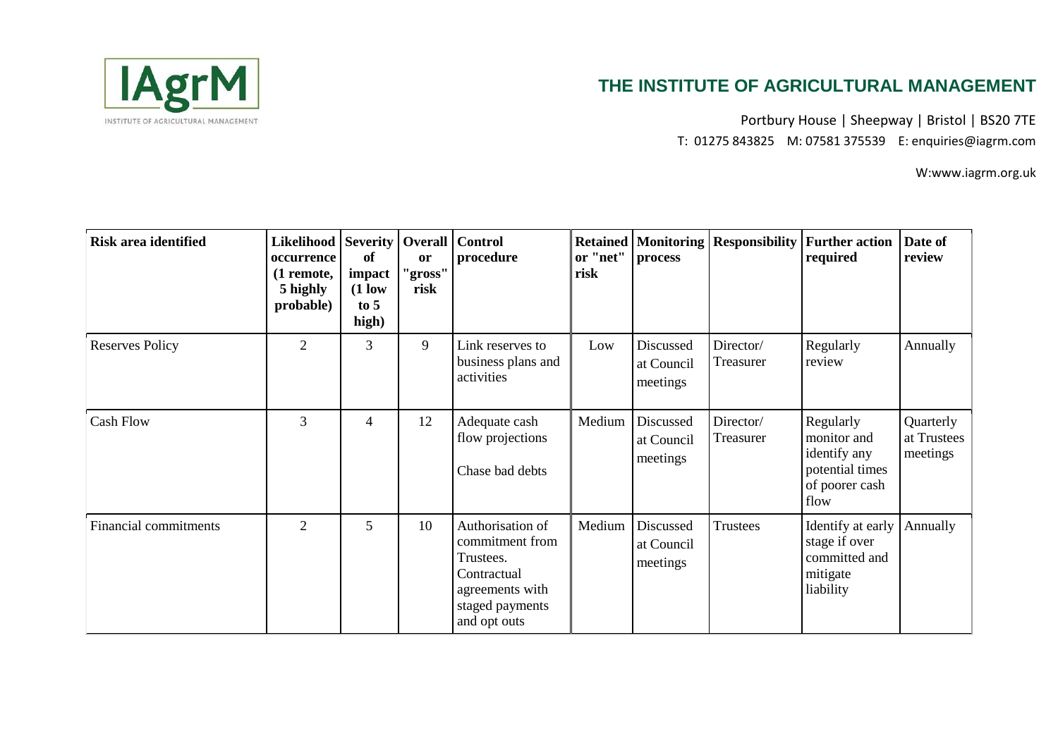**THE INSTITUTE OF AGRICULTURAL MANAGEMENT**

Portbury House | Sheepway | Bristol | BS20 7TE

T: 01275 843825 M: 07581 375539 E: enquiries@iagrm.com

W:www.iagrm.org.uk

| Risk area identified | Likelihood occurrence (1 remote, 5 highly probable) | Severity of impact (1 low to 5 high) | Overall or "gross" risk | Control procedure | Retained or "net" risk | Monitoring process | Responsibility | Further action required | Date of review |
|---|---|---|---|---|---|---|---|---|---|
| Reserves Policy | 2 | 3 | 9 | Link reserves to business plans and activities | Low | Discussed at Council meetings | Director/ Treasurer | Regularly review | Annually |
| Cash Flow | 3 | 4 | 12 | Adequate cash flow projections<br><br>Chase bad debts | Medium | Discussed at Council meetings | Director/ Treasurer | Regularly monitor and identify any potential times of poorer cash flow | Quarterly at Trustees meetings |
| Financial commitments | 2 | 5 | 10 | Authorisation of commitment from Trustees. Contractual agreements with staged payments and opt outs | Medium | Discussed at Council meetings | Trustees | Identify at early stage if over committed and mitigate liability | Annually |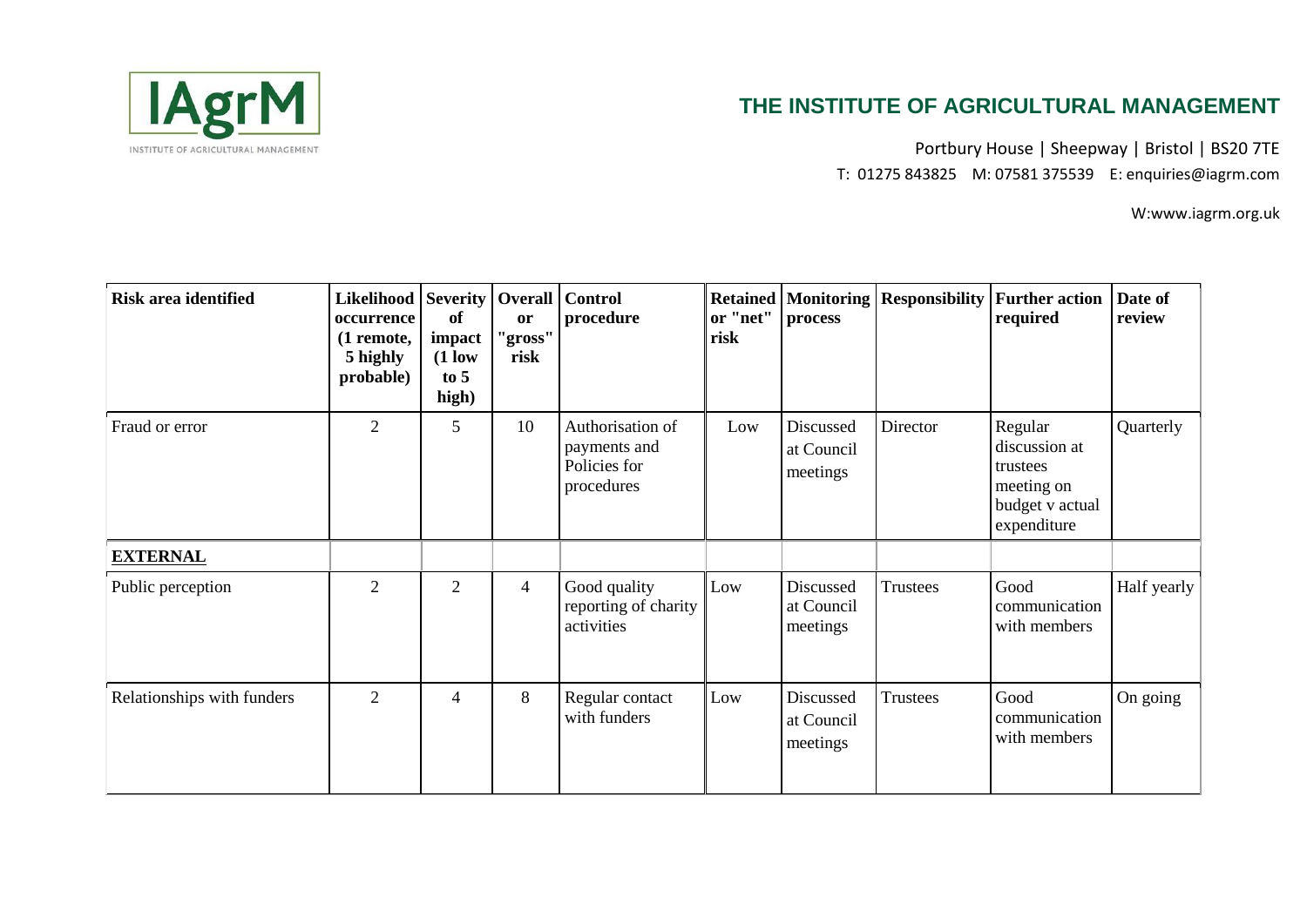**THE INSTITUTE OF AGRICULTURAL MANAGEMENT**

Portbury House | Sheepway | Bristol | BS20 7TE

T: 01275 843825 M: 07581 375539 E: enquiries@iagrm.com

W:www.iagrm.org.uk

| Risk area identified | Likelihood occurrence (1 remote, 5 highly probable) | Severity of impact (1 low to 5 high) | Overall or "gross" risk | Control procedure | Retained or "net" risk | Monitoring process | Responsibility | Further action required | Date of review |
|---|---|---|---|---|---|---|---|---|---|
| Fraud or error | 2 | 5 | 10 | Authorisation of payments and Policies for procedures | Low | Discussed at Council meetings | Director | Regular discussion at trustees meeting on budget v actual expenditure | Quarterly |
| **EXTERNAL** | | | | | | | | | |
| Public perception | 2 | 2 | 4 | Good quality reporting of charity activities | Low | Discussed at Council meetings | Trustees | Good communication with members | Half yearly |
| Relationships with funders | 2 | 4 | 8 | Regular contact with funders | Low | Discussed at Council meetings | Trustees | Good communication with members | On going |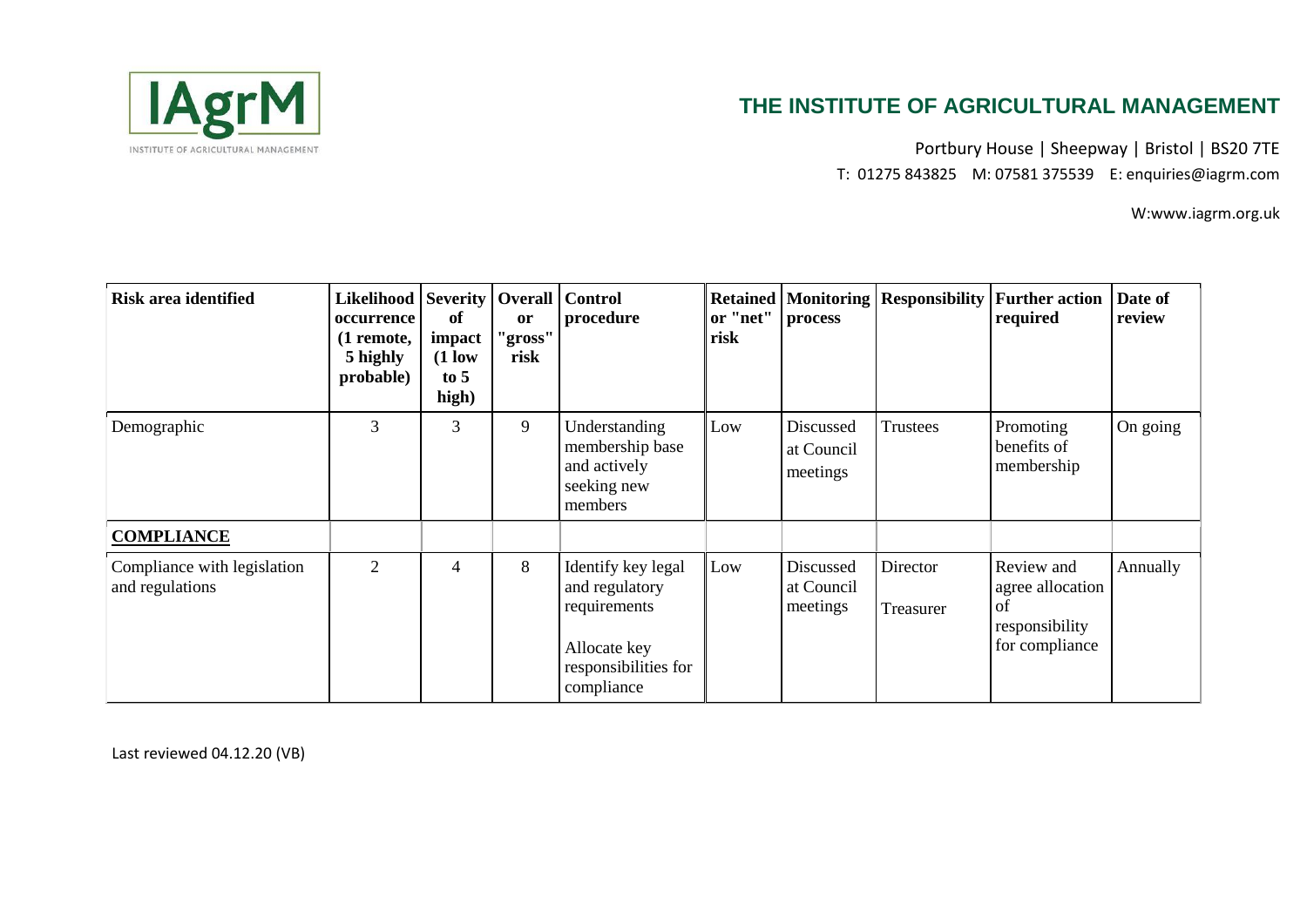# THE INSTITUTE OF AGRICULTURAL MANAGEMENT

Portbury House | Sheepway | Bristol | BS20 7TE

T: 01275 843825 M: 07581 375539 E: enquiries@iagrm.com

W:www.iagrm.org.uk

| Risk area identified | Likelihood occurrence (1 remote, 5 highly probable) | Severity of impact (1 low to 5 high) | Overall or "gross" risk | Control procedure | Retained or "net" risk | Monitoring process | Responsibility | Further action required | Date of review |
|---|---|---|---|---|---|---|---|---|---|
| Demographic | 3 | 3 | 9 | Understanding membership base and actively seeking new members | Low | Discussed at Council meetings | Trustees | Promoting benefits of membership | On going |
| **COMPLIANCE** | | | | | | | | | |
| Compliance with legislation and regulations | 2 | 4 | 8 | Identify key legal and regulatory requirements<br><br>Allocate key responsibilities for compliance | Low | Discussed at Council meetings | Director<br><br>Treasurer | Review and agree allocation of responsibility for compliance | Annually |

Last reviewed 04.12.20 (VB)